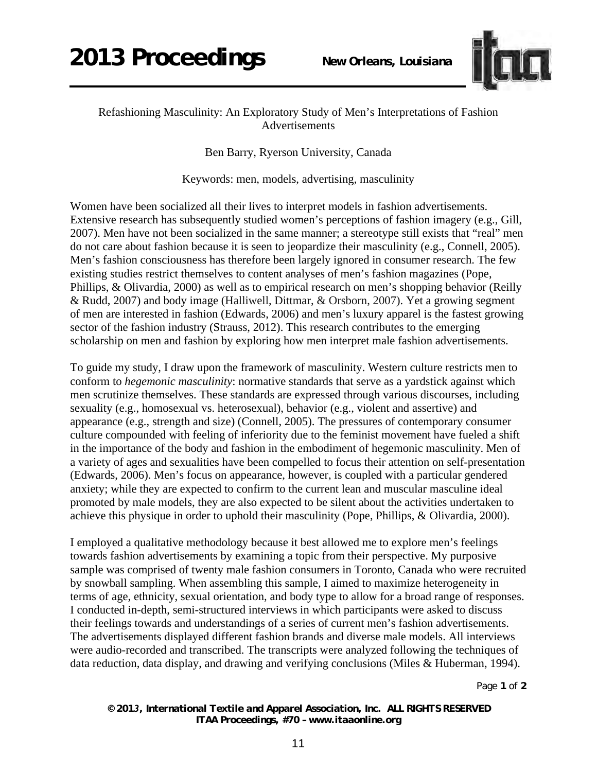# Refashioning Masculinity: An Exploratory Study of Men's Interpretations of Fashion Advertisements

Ben Barry, Ryerson University, Canada

Keywords: men, models, advertising, masculinity

Women have been socialized all their lives to interpret models in fashion advertisements. Extensive research has subsequently studied women's perceptions of fashion imagery (e.g., Gill, 2007). Men have not been socialized in the same manner; a stereotype still exists that "real" men do not care about fashion because it is seen to jeopardize their masculinity (e.g., Connell, 2005). Men's fashion consciousness has therefore been largely ignored in consumer research. The few existing studies restrict themselves to content analyses of men's fashion magazines (Pope, Phillips, & Olivardia, 2000) as well as to empirical research on men's shopping behavior (Reilly & Rudd, 2007) and body image (Halliwell, Dittmar, & Orsborn, 2007). Yet a growing segment of men are interested in fashion (Edwards, 2006) and men's luxury apparel is the fastest growing sector of the fashion industry (Strauss, 2012). This research contributes to the emerging scholarship on men and fashion by exploring how men interpret male fashion advertisements.

To guide my study, I draw upon the framework of masculinity. Western culture restricts men to conform to *hegemonic masculinity*: normative standards that serve as a yardstick against which men scrutinize themselves. These standards are expressed through various discourses, including sexuality (e.g., homosexual vs. heterosexual), behavior (e.g., violent and assertive) and appearance (e.g., strength and size) (Connell, 2005). The pressures of contemporary consumer culture compounded with feeling of inferiority due to the feminist movement have fueled a shift in the importance of the body and fashion in the embodiment of hegemonic masculinity. Men of a variety of ages and sexualities have been compelled to focus their attention on self-presentation (Edwards, 2006). Men's focus on appearance, however, is coupled with a particular gendered anxiety; while they are expected to confirm to the current lean and muscular masculine ideal promoted by male models, they are also expected to be silent about the activities undertaken to achieve this physique in order to uphold their masculinity (Pope, Phillips, & Olivardia, 2000).

I employed a qualitative methodology because it best allowed me to explore men's feelings towards fashion advertisements by examining a topic from their perspective. My purposive sample was comprised of twenty male fashion consumers in Toronto, Canada who were recruited by snowball sampling. When assembling this sample, I aimed to maximize heterogeneity in terms of age, ethnicity, sexual orientation, and body type to allow for a broad range of responses. I conducted in-depth, semi-structured interviews in which participants were asked to discuss their feelings towards and understandings of a series of current men's fashion advertisements. The advertisements displayed different fashion brands and diverse male models. All interviews were audio-recorded and transcribed. The transcripts were analyzed following the techniques of data reduction, data display, and drawing and verifying conclusions (Miles & Huberman, 1994).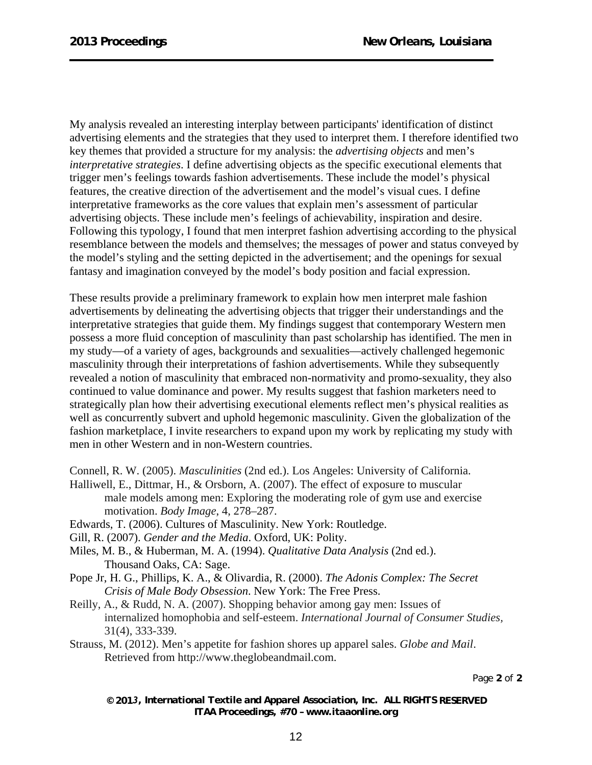My analysis revealed an interesting interplay between participants' identification of distinct advertising elements and the strategies that they used to interpret them. I therefore identified two key themes that provided a structure for my analysis: the *advertising objects* and men's *interpretative strategies*. I define advertising objects as the specific executional elements that trigger men's feelings towards fashion advertisements. These include the model's physical features, the creative direction of the advertisement and the model's visual cues. I define interpretative frameworks as the core values that explain men's assessment of particular advertising objects. These include men's feelings of achievability, inspiration and desire. Following this typology, I found that men interpret fashion advertising according to the physical resemblance between the models and themselves; the messages of power and status conveyed by the model's styling and the setting depicted in the advertisement; and the openings for sexual fantasy and imagination conveyed by the model's body position and facial expression.

These results provide a preliminary framework to explain how men interpret male fashion advertisements by delineating the advertising objects that trigger their understandings and the interpretative strategies that guide them. My findings suggest that contemporary Western men possess a more fluid conception of masculinity than past scholarship has identified. The men in my study—of a variety of ages, backgrounds and sexualities—actively challenged hegemonic masculinity through their interpretations of fashion advertisements. While they subsequently revealed a notion of masculinity that embraced non-normativity and promo-sexuality, they also continued to value dominance and power. My results suggest that fashion marketers need to strategically plan how their advertising executional elements reflect men's physical realities as well as concurrently subvert and uphold hegemonic masculinity. Given the globalization of the fashion marketplace, I invite researchers to expand upon my work by replicating my study with men in other Western and in non-Western countries.

Connell, R. W. (2005). *Masculinities* (2nd ed.). Los Angeles: University of California.

Halliwell, E., Dittmar, H., & Orsborn, A. (2007). The effect of exposure to muscular male models among men: Exploring the moderating role of gym use and exercise motivation. *Body Image*, 4, 278–287.

Edwards, T. (2006). Cultures of Masculinity. New York: Routledge.

Gill, R. (2007). *Gender and the Media*. Oxford, UK: Polity.

Miles, M. B., & Huberman, M. A. (1994). *Qualitative Data Analysis* (2nd ed.). Thousand Oaks, CA: Sage.

Pope Jr, H. G., Phillips, K. A., & Olivardia, R. (2000). *The Adonis Complex: The Secret Crisis of Male Body Obsession*. New York: The Free Press.

Reilly, A., & Rudd, N. A. (2007). Shopping behavior among gay men: Issues of internalized homophobia and self-esteem. *International Journal of Consumer Studies*, 31(4), 333-339.

Strauss, M. (2012). Men's appetite for fashion shores up apparel sales. *Globe and Mail*. Retrieved from http://www.theglobeandmail.com.